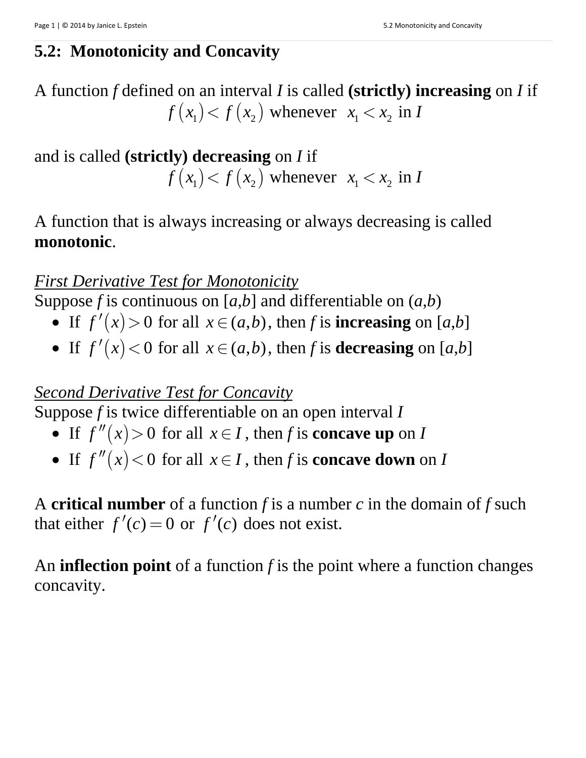## 5.2: Monotonicity and Concavity

A function *f* defined on an interval *I* is called **(strictly) increasing** on *I* if

$$f\left(x_1\right) < f\left(x_2\right) \text{ whenever } \; x_1 < x_2 \text{ in } I$$

and is called **(strictly) decreasing** on *I* if

$$f\left(x_1\right) < f\left(x_2\right) \text{ whenever } \; x_1 < x_2 \text{ in } I$$

A function that is always increasing or always decreasing is called **monotonic**.

<u>*First Derivative Test for Monotonicity*</u>

Suppose *f* is continuous on $[a,b]$ and differentiable on $(a,b)$

- If $f'\left(x\right) > 0$ for all $x \in (a,b)$, then *f* is **increasing** on $[a,b]$
- If $f'\left(x\right) < 0$ for all $x \in (a,b)$, then *f* is **decreasing** on $[a,b]$

<u>*Second Derivative Test for Concavity*</u>

Suppose *f* is twice differentiable on an open interval *I*

- If $f''\left(x\right) > 0$ for all $x \in I$, then *f* is **concave up** on *I*
- If $f''\left(x\right) < 0$ for all $x \in I$, then *f* is **concave down** on *I*

A **critical number** of a function *f* is a number *c* in the domain of *f* such that either $f'(c) = 0$ or $f'(c)$ does not exist.

An **inflection point** of a function *f* is the point where a function changes concavity.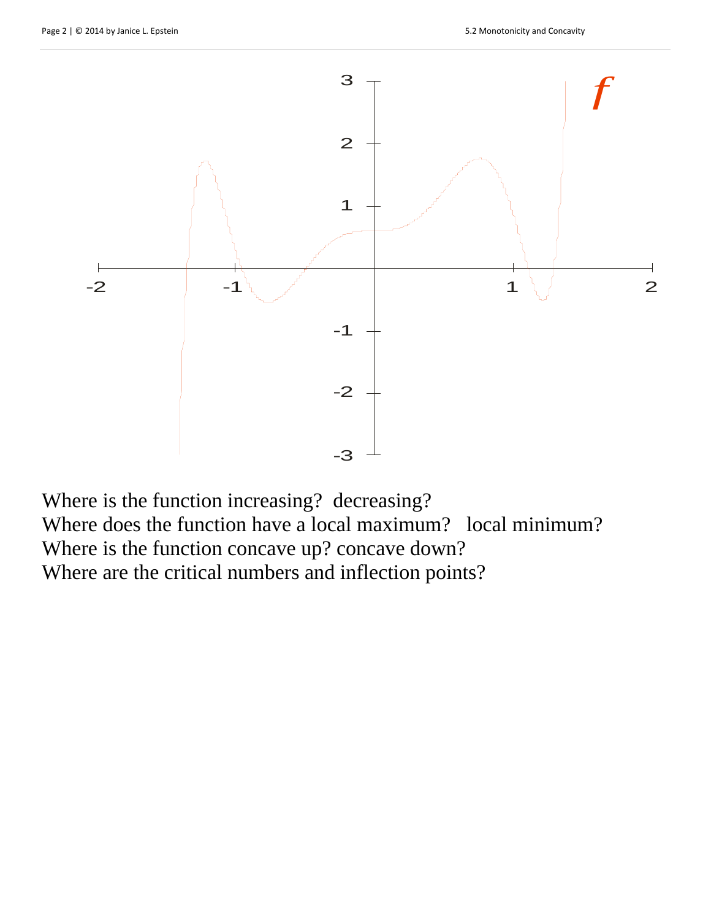Where is the function increasing? decreasing?
Where does the function have a local maximum? local minimum?
Where is the function concave up? concave down?
Where are the critical numbers and inflection points?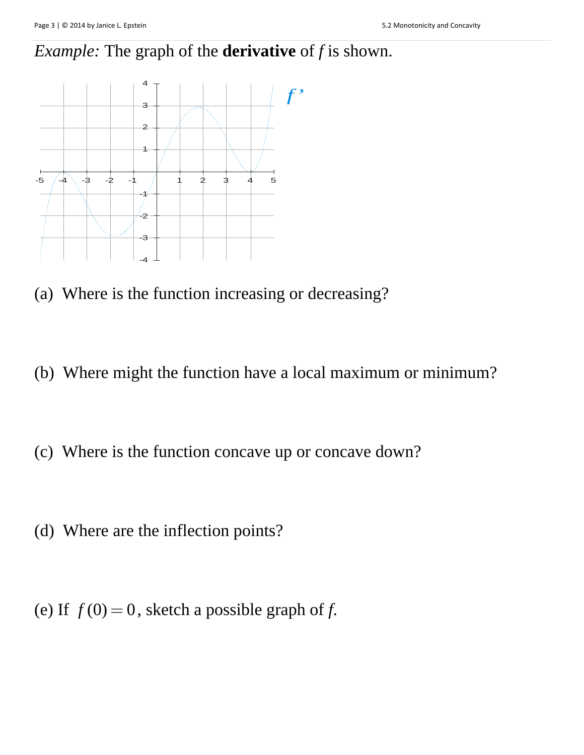*Example:* The graph of the **derivative** of *f* is shown.

(a) Where is the function increasing or decreasing?

(b) Where might the function have a local maximum or minimum?

(c) Where is the function concave up or concave down?

(d) Where are the inflection points?

(e) If $f(0) = 0$, sketch a possible graph of *f*.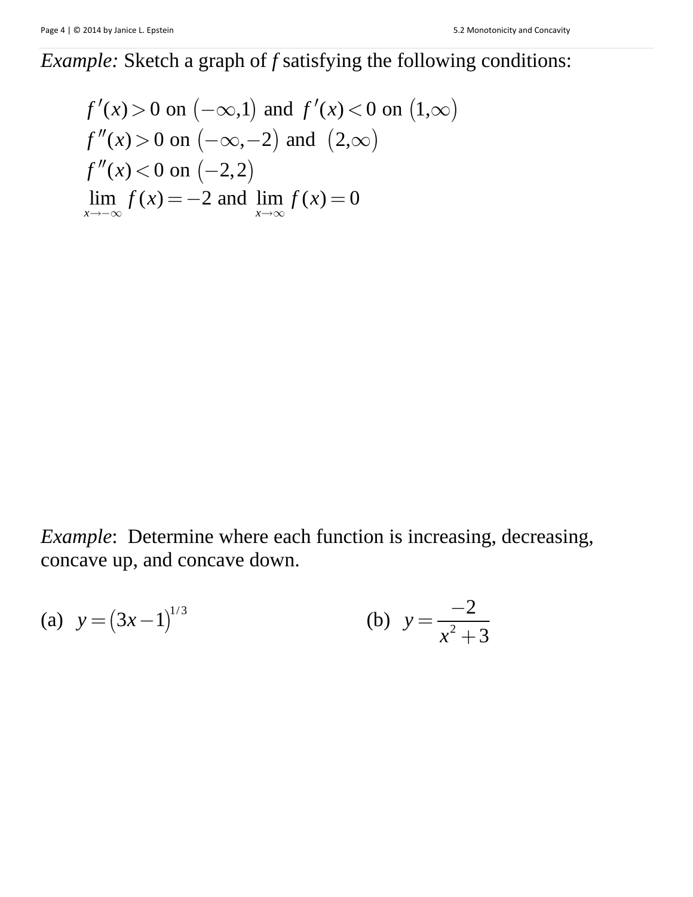*Example:* Sketch a graph of *f* satisfying the following conditions:

$$f'(x) > 0 \text{ on } (-\infty, 1) \text{ and } f'(x) < 0 \text{ on } (1, \infty)$$
$$f''(x) > 0 \text{ on } (-\infty, -2) \text{ and } (2, \infty)$$
$$f''(x) < 0 \text{ on } (-2, 2)$$
$$\lim_{x \to -\infty} f(x) = -2 \text{ and } \lim_{x \to \infty} f(x) = 0$$

*Example*: Determine where each function is increasing, decreasing, concave up, and concave down.

(a) $y = (3x-1)^{1/3}$

(b) $y = \dfrac{-2}{x^2+3}$